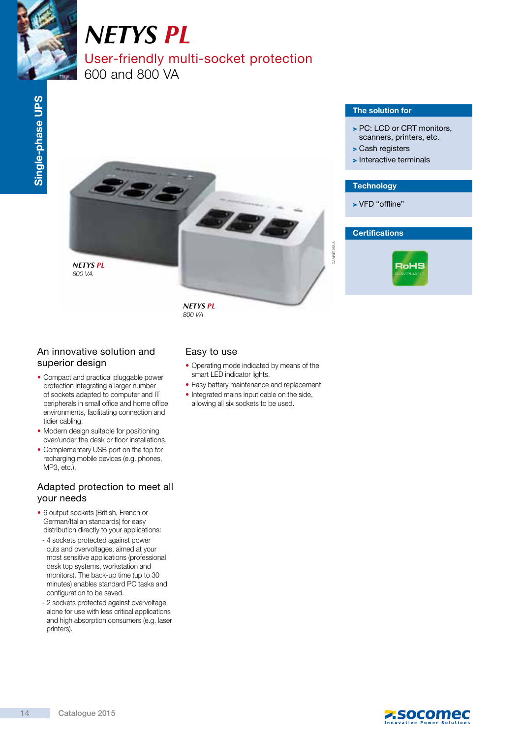# *NETYS PL*

## User-friendly multi-socket protection
600 and 800 VA

Single-phase UPS

*NETYS PL*
*600 VA*

*NETYS PL*
*800 VA*

GAMME 255 A

### The solution for

- PC: LCD or CRT monitors, scanners, printers, etc.
- Cash registers
- Interactive terminals

### Technology

- VFD “offline”

### Certifications

RoHS COMPLIANT

### An innovative solution and superior design

- Compact and practical pluggable power protection integrating a larger number of sockets adapted to computer and IT peripherals in small office and home office environments, facilitating connection and tidier cabling.
- Modern design suitable for positioning over/under the desk or floor installations.
- Complementary USB port on the top for recharging mobile devices (e.g. phones, MP3, etc.).

### Adapted protection to meet all your needs

- 6 output sockets (British, French or German/Italian standards) for easy distribution directly to your applications:
  - 4 sockets protected against power cuts and overvoltages, aimed at your most sensitive applications (professional desk top systems, workstation and monitors). The back-up time (up to 30 minutes) enables standard PC tasks and configuration to be saved.
  - 2 sockets protected against overvoltage alone for use with less critical applications and high absorption consumers (e.g. laser printers).

### Easy to use

- Operating mode indicated by means of the smart LED indicator lights.
- Easy battery maintenance and replacement.
- Integrated mains input cable on the side, allowing all six sockets to be used.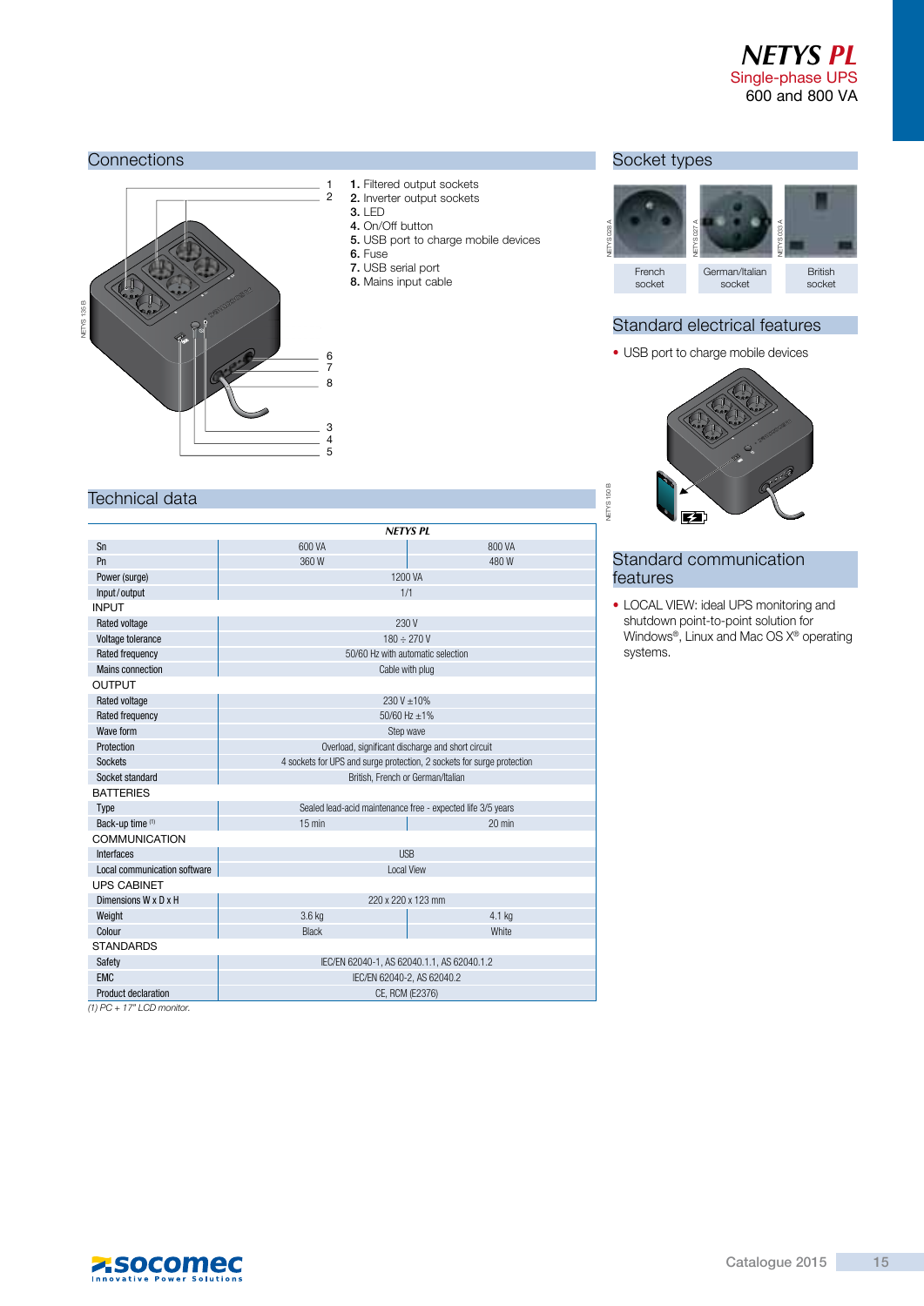# NETYS PL
Single-phase UPS
600 and 800 VA

## Connections

1. Filtered output sockets
2. Inverter output sockets
3. LED
4. On/Off button
5. USB port to charge mobile devices
6. Fuse
7. USB serial port
8. Mains input cable

## Socket types

French socket

German/Italian socket

British socket

## Standard electrical features

- USB port to charge mobile devices

## Standard communication features

- LOCAL VIEW: ideal UPS monitoring and shutdown point-to-point solution for Windows®, Linux and Mac OS X® operating systems.

## Technical data

| | NETYS PL | |
|---|---|---|
| Sn | 600 VA | 800 VA |
| Pn | 360 W | 480 W |
| Power (surge) | 1200 VA | |
| Input/output | 1/1 | |
| **INPUT** | | |
| Rated voltage | 230 V | |
| Voltage tolerance | 180 ÷ 270 V | |
| Rated frequency | 50/60 Hz with automatic selection | |
| Mains connection | Cable with plug | |
| **OUTPUT** | | |
| Rated voltage | 230 V ±10% | |
| Rated frequency | 50/60 Hz ±1% | |
| Wave form | Step wave | |
| Protection | Overload, significant discharge and short circuit | |
| Sockets | 4 sockets for UPS and surge protection, 2 sockets for surge protection | |
| Socket standard | British, French or German/Italian | |
| **BATTERIES** | | |
| Type | Sealed lead-acid maintenance free - expected life 3/5 years | |
| Back-up time (1) | 15 min | 20 min |
| **COMMUNICATION** | | |
| Interfaces | USB | |
| Local communication software | Local View | |
| **UPS CABINET** | | |
| Dimensions W x D x H | 220 x 220 x 123 mm | |
| Weight | 3.6 kg | 4.1 kg |
| Colour | Black | White |
| **STANDARDS** | | |
| Safety | IEC/EN 62040-1, AS 62040.1.1, AS 62040.1.2 | |
| EMC | IEC/EN 62040-2, AS 62040.2 | |
| Product declaration | CE, RCM (E2376) | |

*(1) PC + 17" LCD monitor.*